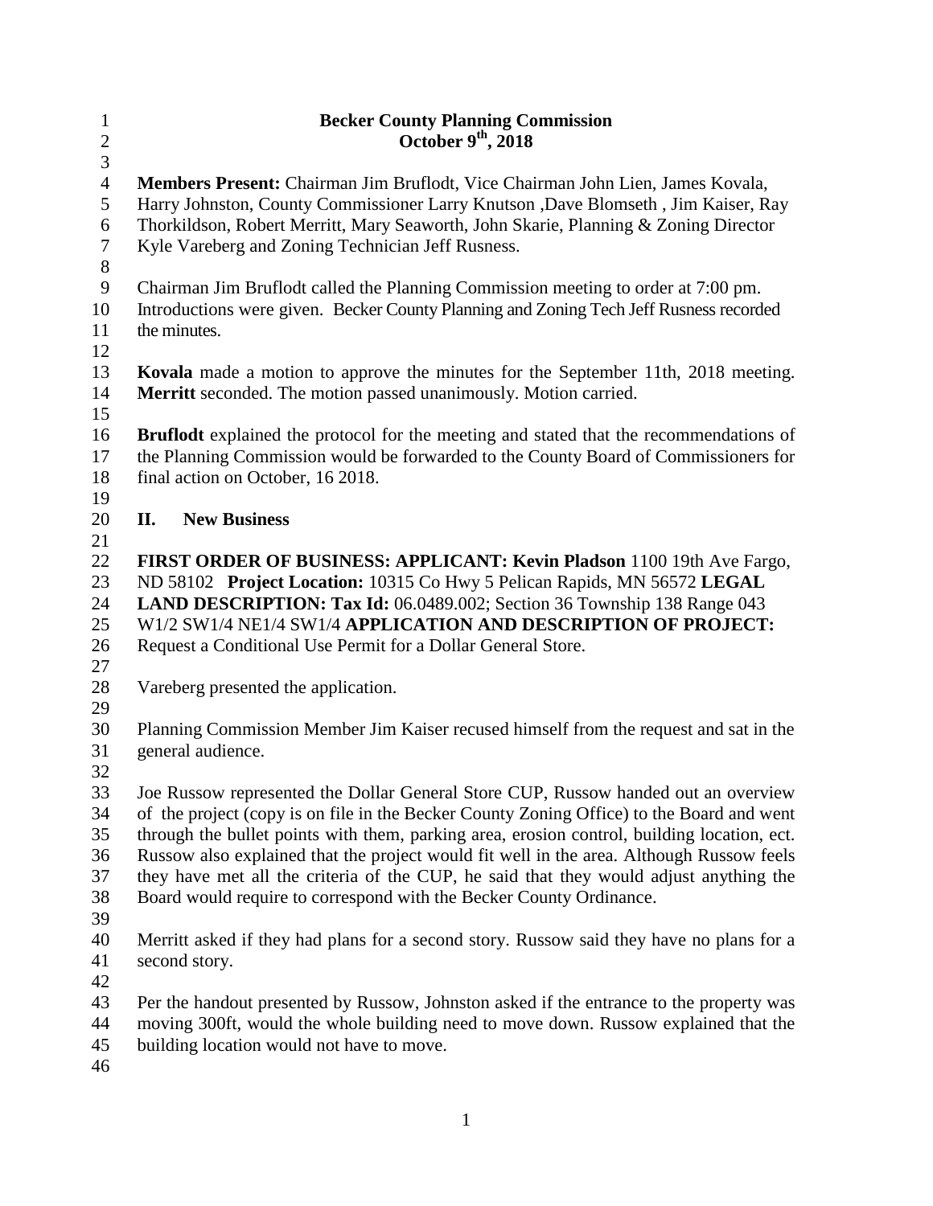# Becker County Planning Commission

## October 9th, 2018

**Members Present:** Chairman Jim Bruflodt, Vice Chairman John Lien, James Kovala, Harry Johnston, County Commissioner Larry Knutson ,Dave Blomseth , Jim Kaiser, Ray Thorkildson, Robert Merritt, Mary Seaworth, John Skarie, Planning & Zoning Director Kyle Vareberg and Zoning Technician Jeff Rusness.

Chairman Jim Bruflodt called the Planning Commission meeting to order at 7:00 pm. Introductions were given. Becker County Planning and Zoning Tech Jeff Rusness recorded the minutes.

**Kovala** made a motion to approve the minutes for the September 11th, 2018 meeting. **Merritt** seconded. The motion passed unanimously. Motion carried.

**Bruflodt** explained the protocol for the meeting and stated that the recommendations of the Planning Commission would be forwarded to the County Board of Commissioners for final action on October, 16 2018.

## II. New Business

**FIRST ORDER OF BUSINESS: APPLICANT: Kevin Pladson** 1100 19th Ave Fargo, ND 58102 **Project Location:** 10315 Co Hwy 5 Pelican Rapids, MN 56572 **LEGAL LAND DESCRIPTION: Tax Id:** 06.0489.002; Section 36 Township 138 Range 043 W1/2 SW1/4 NE1/4 SW1/4 **APPLICATION AND DESCRIPTION OF PROJECT:** Request a Conditional Use Permit for a Dollar General Store.

Vareberg presented the application.

Planning Commission Member Jim Kaiser recused himself from the request and sat in the general audience.

Joe Russow represented the Dollar General Store CUP, Russow handed out an overview of the project (copy is on file in the Becker County Zoning Office) to the Board and went through the bullet points with them, parking area, erosion control, building location, ect. Russow also explained that the project would fit well in the area. Although Russow feels they have met all the criteria of the CUP, he said that they would adjust anything the Board would require to correspond with the Becker County Ordinance.

Merritt asked if they had plans for a second story. Russow said they have no plans for a second story.

Per the handout presented by Russow, Johnston asked if the entrance to the property was moving 300ft, would the whole building need to move down. Russow explained that the building location would not have to move.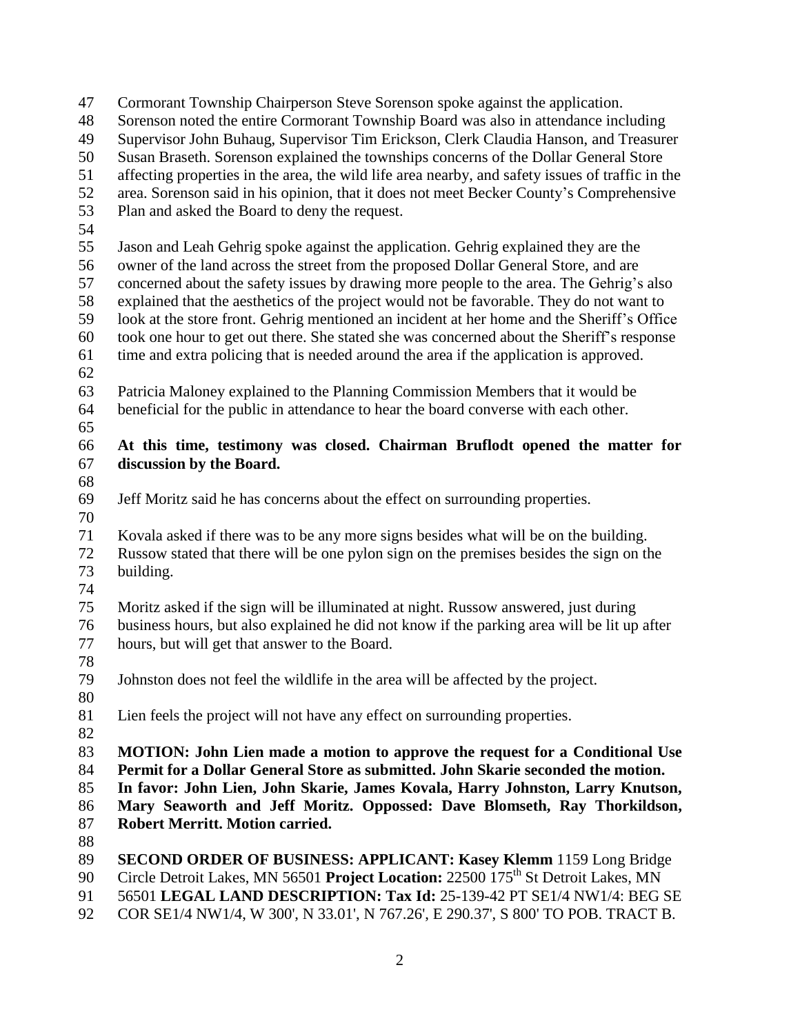Cormorant Township Chairperson Steve Sorenson spoke against the application. Sorenson noted the entire Cormorant Township Board was also in attendance including Supervisor John Buhaug, Supervisor Tim Erickson, Clerk Claudia Hanson, and Treasurer Susan Braseth. Sorenson explained the townships concerns of the Dollar General Store affecting properties in the area, the wild life area nearby, and safety issues of traffic in the area. Sorenson said in his opinion, that it does not meet Becker County's Comprehensive Plan and asked the Board to deny the request.

Jason and Leah Gehrig spoke against the application. Gehrig explained they are the owner of the land across the street from the proposed Dollar General Store, and are concerned about the safety issues by drawing more people to the area. The Gehrig's also explained that the aesthetics of the project would not be favorable. They do not want to look at the store front. Gehrig mentioned an incident at her home and the Sheriff's Office took one hour to get out there. She stated she was concerned about the Sheriff's response time and extra policing that is needed around the area if the application is approved.

Patricia Maloney explained to the Planning Commission Members that it would be beneficial for the public in attendance to hear the board converse with each other.

**At this time, testimony was closed. Chairman Bruflodt opened the matter for discussion by the Board.**

Jeff Moritz said he has concerns about the effect on surrounding properties.

Kovala asked if there was to be any more signs besides what will be on the building. Russow stated that there will be one pylon sign on the premises besides the sign on the building.

Moritz asked if the sign will be illuminated at night. Russow answered, just during business hours, but also explained he did not know if the parking area will be lit up after hours, but will get that answer to the Board.

Johnston does not feel the wildlife in the area will be affected by the project.

Lien feels the project will not have any effect on surrounding properties.

**MOTION: John Lien made a motion to approve the request for a Conditional Use Permit for a Dollar General Store as submitted. John Skarie seconded the motion. In favor: John Lien, John Skarie, James Kovala, Harry Johnston, Larry Knutson, Mary Seaworth and Jeff Moritz. Oppossed: Dave Blomseth, Ray Thorkildson, Robert Merritt. Motion carried.**

**SECOND ORDER OF BUSINESS: APPLICANT: Kasey Klemm** 1159 Long Bridge Circle Detroit Lakes, MN 56501 **Project Location:** 22500 175th St Detroit Lakes, MN 56501 **LEGAL LAND DESCRIPTION: Tax Id:** 25-139-42 PT SE1/4 NW1/4: BEG SE COR SE1/4 NW1/4, W 300', N 33.01', N 767.26', E 290.37', S 800' TO POB. TRACT B.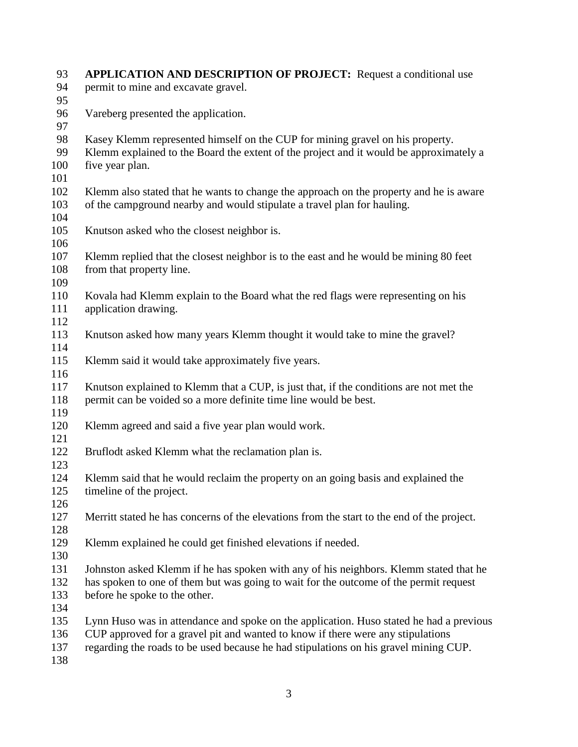**APPLICATION AND DESCRIPTION OF PROJECT:** Request a conditional use permit to mine and excavate gravel.

Vareberg presented the application.

Kasey Klemm represented himself on the CUP for mining gravel on his property. Klemm explained to the Board the extent of the project and it would be approximately a five year plan.

Klemm also stated that he wants to change the approach on the property and he is aware of the campground nearby and would stipulate a travel plan for hauling.

Knutson asked who the closest neighbor is.

Klemm replied that the closest neighbor is to the east and he would be mining 80 feet from that property line.

Kovala had Klemm explain to the Board what the red flags were representing on his application drawing.

Knutson asked how many years Klemm thought it would take to mine the gravel?

Klemm said it would take approximately five years.

Knutson explained to Klemm that a CUP, is just that, if the conditions are not met the permit can be voided so a more definite time line would be best.

Klemm agreed and said a five year plan would work.

Bruflodt asked Klemm what the reclamation plan is.

Klemm said that he would reclaim the property on an going basis and explained the timeline of the project.

Merritt stated he has concerns of the elevations from the start to the end of the project.

Klemm explained he could get finished elevations if needed.

Johnston asked Klemm if he has spoken with any of his neighbors. Klemm stated that he has spoken to one of them but was going to wait for the outcome of the permit request before he spoke to the other.

Lynn Huso was in attendance and spoke on the application. Huso stated he had a previous CUP approved for a gravel pit and wanted to know if there were any stipulations regarding the roads to be used because he had stipulations on his gravel mining CUP.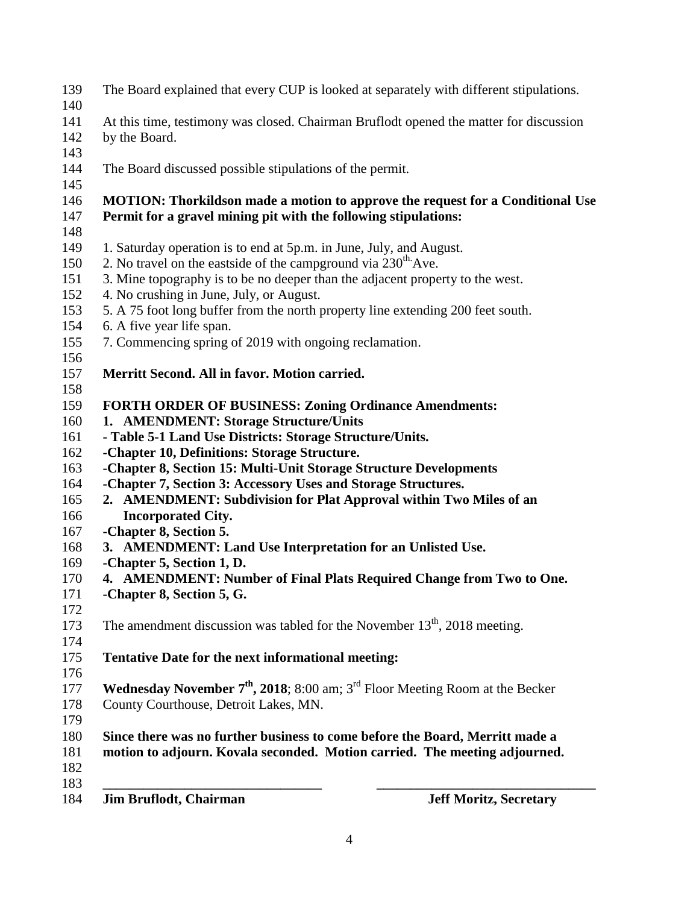The Board explained that every CUP is looked at separately with different stipulations.

At this time, testimony was closed. Chairman Bruflodt opened the matter for discussion by the Board.

The Board discussed possible stipulations of the permit.

**MOTION: Thorkildson made a motion to approve the request for a Conditional Use Permit for a gravel mining pit with the following stipulations:**

1. Saturday operation is to end at 5p.m. in June, July, and August.
2. No travel on the eastside of the campground via 230th Ave.
3. Mine topography is to be no deeper than the adjacent property to the west.
4. No crushing in June, July, or August.
5. A 75 foot long buffer from the north property line extending 200 feet south.
6. A five year life span.
7. Commencing spring of 2019 with ongoing reclamation.

**Merritt Second. All in favor. Motion carried.**

**FORTH ORDER OF BUSINESS: Zoning Ordinance Amendments:**

1. **AMENDMENT: Storage Structure/Units**

**- Table 5-1 Land Use Districts: Storage Structure/Units.**
**-Chapter 10, Definitions: Storage Structure.**
**-Chapter 8, Section 15: Multi-Unit Storage Structure Developments**
**-Chapter 7, Section 3: Accessory Uses and Storage Structures.**

2. **AMENDMENT: Subdivision for Plat Approval within Two Miles of an Incorporated City.**

**-Chapter 8, Section 5.**

3. **AMENDMENT: Land Use Interpretation for an Unlisted Use.**

**-Chapter 5, Section 1, D.**

4. **AMENDMENT: Number of Final Plats Required Change from Two to One.**

**-Chapter 8, Section 5, G.**

The amendment discussion was tabled for the November 13th, 2018 meeting.

**Tentative Date for the next informational meeting:**

**Wednesday November 7th, 2018**; 8:00 am; 3rd Floor Meeting Room at the Becker County Courthouse, Detroit Lakes, MN.

**Since there was no further business to come before the Board, Merritt made a motion to adjourn. Kovala seconded. Motion carried. The meeting adjourned.**

\_\_\_\_\_\_\_\_\_\_\_\_\_\_\_\_\_\_\_\_\_\_\_\_\_\_\_\_\_\_\_ \_\_\_\_\_\_\_\_\_\_\_\_\_\_\_\_\_\_\_\_\_\_\_\_\_\_\_\_\_\_\_

**Jim Bruflodt, Chairman** **Jeff Moritz, Secretary**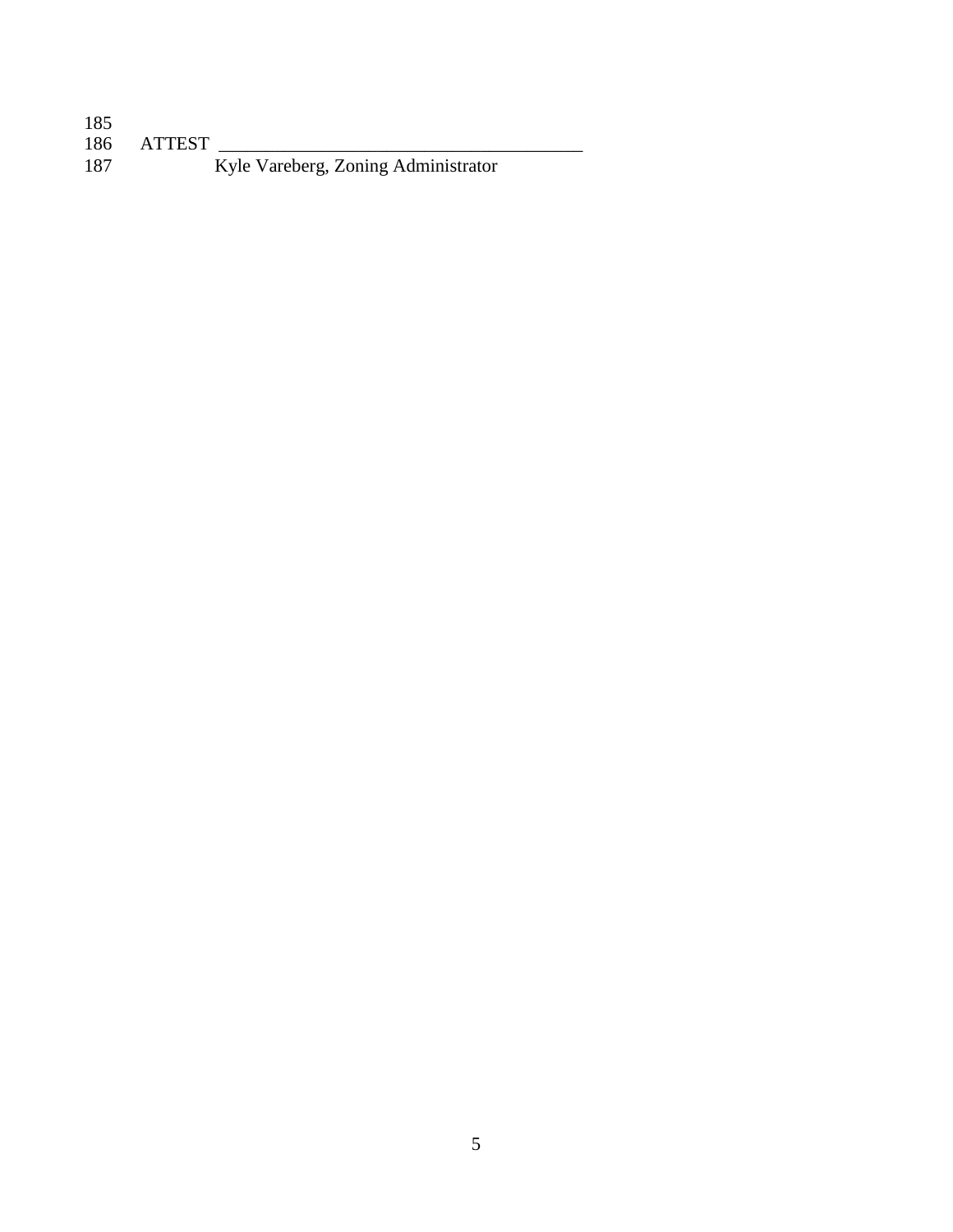ATTEST \_\_\_\_\_\_\_\_\_\_\_\_\_\_\_\_\_\_\_\_\_\_\_\_\_\_\_\_\_\_\_\_\_\_\_\_\_\_\_\_

Kyle Vareberg, Zoning Administrator